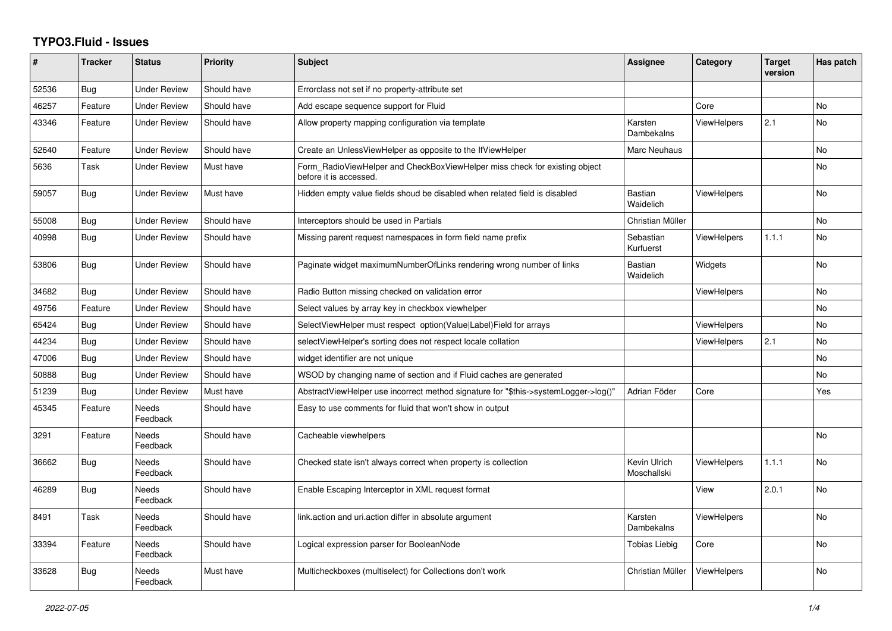# TYPO3.Fluid - Issues

| # | Tracker | Status | Priority | Subject | Assignee | Category | Target version | Has patch |
|---|---|---|---|---|---|---|---|---|
| 52536 | Bug | Under Review | Should have | Errorclass not set if no property-attribute set | | | | |
| 46257 | Feature | Under Review | Should have | Add escape sequence support for Fluid | | Core | | No |
| 43346 | Feature | Under Review | Should have | Allow property mapping configuration via template | Karsten Dambekalns | ViewHelpers | 2.1 | No |
| 52640 | Feature | Under Review | Should have | Create an UnlessViewHelper as opposite to the IfViewHelper | Marc Neuhaus | | | No |
| 5636 | Task | Under Review | Must have | Form_RadioViewHelper and CheckBoxViewHelper miss check for existing object before it is accessed. | | | | No |
| 59057 | Bug | Under Review | Must have | Hidden empty value fields shoud be disabled when related field is disabled | Bastian Waidelich | ViewHelpers | | No |
| 55008 | Bug | Under Review | Should have | Interceptors should be used in Partials | Christian Müller | | | No |
| 40998 | Bug | Under Review | Should have | Missing parent request namespaces in form field name prefix | Sebastian Kurfuerst | ViewHelpers | 1.1.1 | No |
| 53806 | Bug | Under Review | Should have | Paginate widget maximumNumberOfLinks rendering wrong number of links | Bastian Waidelich | Widgets | | No |
| 34682 | Bug | Under Review | Should have | Radio Button missing checked on validation error | | ViewHelpers | | No |
| 49756 | Feature | Under Review | Should have | Select values by array key in checkbox viewhelper | | | | No |
| 65424 | Bug | Under Review | Should have | SelectViewHelper must respect option(Value\|Label)Field for arrays | | ViewHelpers | | No |
| 44234 | Bug | Under Review | Should have | selectViewHelper's sorting does not respect locale collation | | ViewHelpers | 2.1 | No |
| 47006 | Bug | Under Review | Should have | widget identifier are not unique | | | | No |
| 50888 | Bug | Under Review | Should have | WSOD by changing name of section and if Fluid caches are generated | | | | No |
| 51239 | Bug | Under Review | Must have | AbstractViewHelper use incorrect method signature for "$this->systemLogger->log()" | Adrian Föder | Core | | Yes |
| 45345 | Feature | Needs Feedback | Should have | Easy to use comments for fluid that won't show in output | | | | |
| 3291 | Feature | Needs Feedback | Should have | Cacheable viewhelpers | | | | No |
| 36662 | Bug | Needs Feedback | Should have | Checked state isn't always correct when property is collection | Kevin Ulrich Moschallski | ViewHelpers | 1.1.1 | No |
| 46289 | Bug | Needs Feedback | Should have | Enable Escaping Interceptor in XML request format | | View | 2.0.1 | No |
| 8491 | Task | Needs Feedback | Should have | link.action and uri.action differ in absolute argument | Karsten Dambekalns | ViewHelpers | | No |
| 33394 | Feature | Needs Feedback | Should have | Logical expression parser for BooleanNode | Tobias Liebig | Core | | No |
| 33628 | Bug | Needs Feedback | Must have | Multicheckboxes (multiselect) for Collections don't work | Christian Müller | ViewHelpers | | No |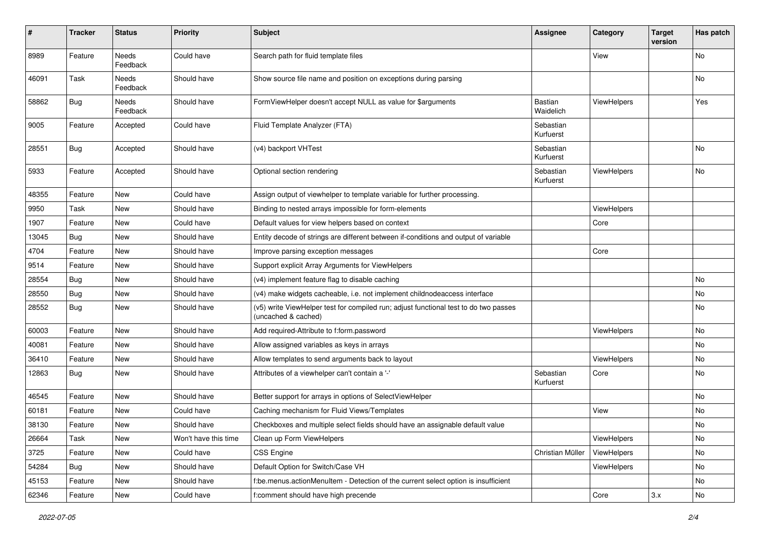| # | Tracker | Status | Priority | Subject | Assignee | Category | Target version | Has patch |
|---|---|---|---|---|---|---|---|---|
| 8989 | Feature | Needs Feedback | Could have | Search path for fluid template files | | View | | No |
| 46091 | Task | Needs Feedback | Should have | Show source file name and position on exceptions during parsing | | | | No |
| 58862 | Bug | Needs Feedback | Should have | FormViewHelper doesn't accept NULL as value for $arguments | Bastian Waidelich | ViewHelpers | | Yes |
| 9005 | Feature | Accepted | Could have | Fluid Template Analyzer (FTA) | Sebastian Kurfuerst | | | |
| 28551 | Bug | Accepted | Should have | (v4) backport VHTest | Sebastian Kurfuerst | | | No |
| 5933 | Feature | Accepted | Should have | Optional section rendering | Sebastian Kurfuerst | ViewHelpers | | No |
| 48355 | Feature | New | Could have | Assign output of viewhelper to template variable for further processing. | | | | |
| 9950 | Task | New | Should have | Binding to nested arrays impossible for form-elements | | ViewHelpers | | |
| 1907 | Feature | New | Could have | Default values for view helpers based on context | | Core | | |
| 13045 | Bug | New | Should have | Entity decode of strings are different between if-conditions and output of variable | | | | |
| 4704 | Feature | New | Should have | Improve parsing exception messages | | Core | | |
| 9514 | Feature | New | Should have | Support explicit Array Arguments for ViewHelpers | | | | |
| 28554 | Bug | New | Should have | (v4) implement feature flag to disable caching | | | | No |
| 28550 | Bug | New | Should have | (v4) make widgets cacheable, i.e. not implement childnodeaccess interface | | | | No |
| 28552 | Bug | New | Should have | (v5) write ViewHelper test for compiled run; adjust functional test to do two passes (uncached & cached) | | | | No |
| 60003 | Feature | New | Should have | Add required-Attribute to f:form.password | | ViewHelpers | | No |
| 40081 | Feature | New | Should have | Allow assigned variables as keys in arrays | | | | No |
| 36410 | Feature | New | Should have | Allow templates to send arguments back to layout | | ViewHelpers | | No |
| 12863 | Bug | New | Should have | Attributes of a viewhelper can't contain a '-' | Sebastian Kurfuerst | Core | | No |
| 46545 | Feature | New | Should have | Better support for arrays in options of SelectViewHelper | | | | No |
| 60181 | Feature | New | Could have | Caching mechanism for Fluid Views/Templates | | View | | No |
| 38130 | Feature | New | Should have | Checkboxes and multiple select fields should have an assignable default value | | | | No |
| 26664 | Task | New | Won't have this time | Clean up Form ViewHelpers | | ViewHelpers | | No |
| 3725 | Feature | New | Could have | CSS Engine | Christian Müller | ViewHelpers | | No |
| 54284 | Bug | New | Should have | Default Option for Switch/Case VH | | ViewHelpers | | No |
| 45153 | Feature | New | Should have | f:be.menus.actionMenuItem - Detection of the current select option is insufficient | | | | No |
| 62346 | Feature | New | Could have | f:comment should have high precende | | Core | 3.x | No |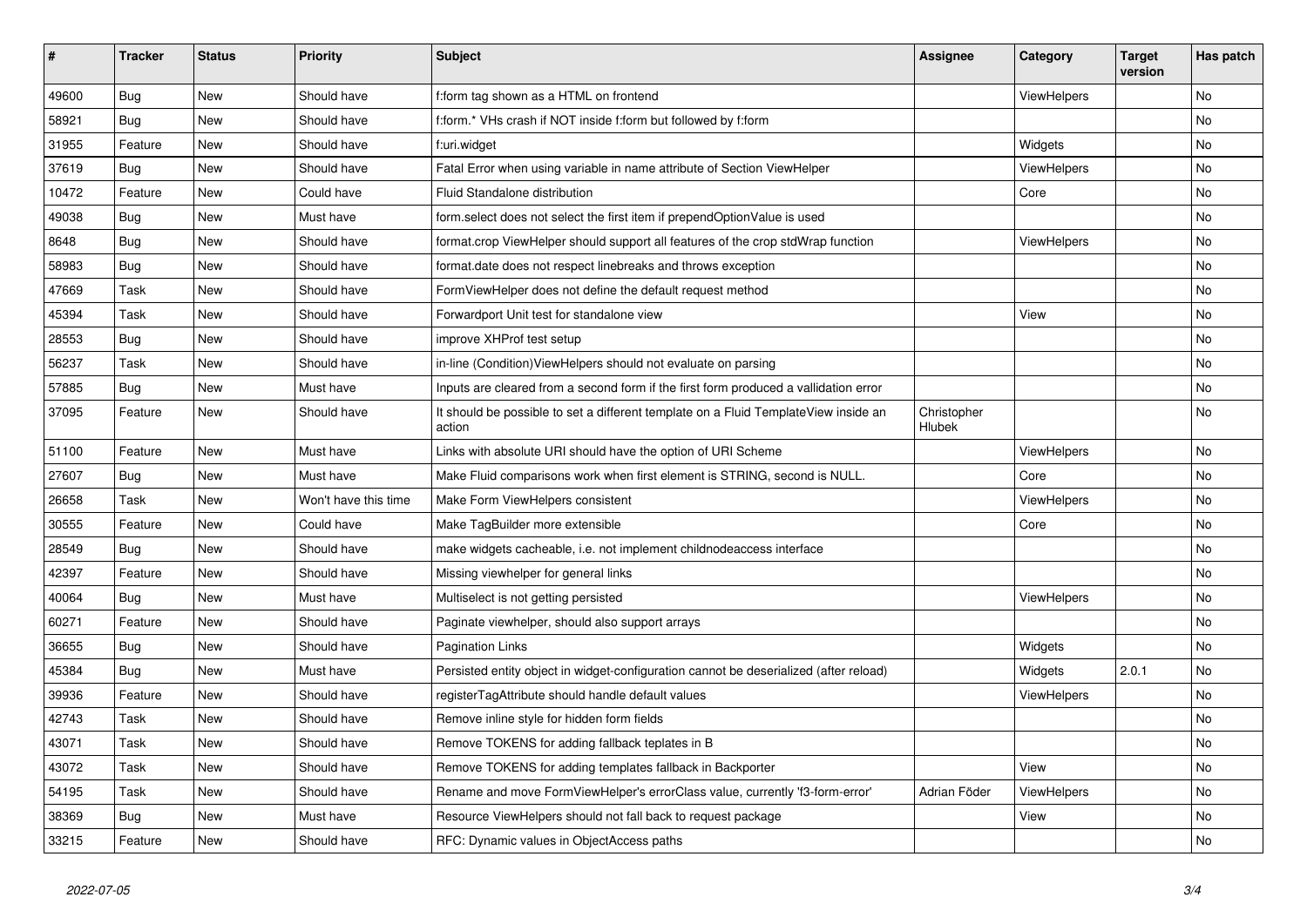| # | Tracker | Status | Priority | Subject | Assignee | Category | Target version | Has patch |
|---|---|---|---|---|---|---|---|---|
| 49600 | Bug | New | Should have | f:form tag shown as a HTML on frontend | | ViewHelpers | | No |
| 58921 | Bug | New | Should have | f:form.* VHs crash if NOT inside f:form but followed by f:form | | | | No |
| 31955 | Feature | New | Should have | f:uri.widget | | Widgets | | No |
| 37619 | Bug | New | Should have | Fatal Error when using variable in name attribute of Section ViewHelper | | ViewHelpers | | No |
| 10472 | Feature | New | Could have | Fluid Standalone distribution | | Core | | No |
| 49038 | Bug | New | Must have | form.select does not select the first item if prependOptionValue is used | | | | No |
| 8648 | Bug | New | Should have | format.crop ViewHelper should support all features of the crop stdWrap function | | ViewHelpers | | No |
| 58983 | Bug | New | Should have | format.date does not respect linebreaks and throws exception | | | | No |
| 47669 | Task | New | Should have | FormViewHelper does not define the default request method | | | | No |
| 45394 | Task | New | Should have | Forwardport Unit test for standalone view | | View | | No |
| 28553 | Bug | New | Should have | improve XHProf test setup | | | | No |
| 56237 | Task | New | Should have | in-line (Condition)ViewHelpers should not evaluate on parsing | | | | No |
| 57885 | Bug | New | Must have | Inputs are cleared from a second form if the first form produced a vallidation error | | | | No |
| 37095 | Feature | New | Should have | It should be possible to set a different template on a Fluid TemplateView inside an action | Christopher Hlubek | | | No |
| 51100 | Feature | New | Must have | Links with absolute URI should have the option of URI Scheme | | ViewHelpers | | No |
| 27607 | Bug | New | Must have | Make Fluid comparisons work when first element is STRING, second is NULL. | | Core | | No |
| 26658 | Task | New | Won't have this time | Make Form ViewHelpers consistent | | ViewHelpers | | No |
| 30555 | Feature | New | Could have | Make TagBuilder more extensible | | Core | | No |
| 28549 | Bug | New | Should have | make widgets cacheable, i.e. not implement childnodeaccess interface | | | | No |
| 42397 | Feature | New | Should have | Missing viewhelper for general links | | | | No |
| 40064 | Bug | New | Must have | Multiselect is not getting persisted | | ViewHelpers | | No |
| 60271 | Feature | New | Should have | Paginate viewhelper, should also support arrays | | | | No |
| 36655 | Bug | New | Should have | Pagination Links | | Widgets | | No |
| 45384 | Bug | New | Must have | Persisted entity object in widget-configuration cannot be deserialized (after reload) | | Widgets | 2.0.1 | No |
| 39936 | Feature | New | Should have | registerTagAttribute should handle default values | | ViewHelpers | | No |
| 42743 | Task | New | Should have | Remove inline style for hidden form fields | | | | No |
| 43071 | Task | New | Should have | Remove TOKENS for adding fallback teplates in B | | | | No |
| 43072 | Task | New | Should have | Remove TOKENS for adding templates fallback in Backporter | | View | | No |
| 54195 | Task | New | Should have | Rename and move FormViewHelper's errorClass value, currently 'f3-form-error' | Adrian Föder | ViewHelpers | | No |
| 38369 | Bug | New | Must have | Resource ViewHelpers should not fall back to request package | | View | | No |
| 33215 | Feature | New | Should have | RFC: Dynamic values in ObjectAccess paths | | | | No |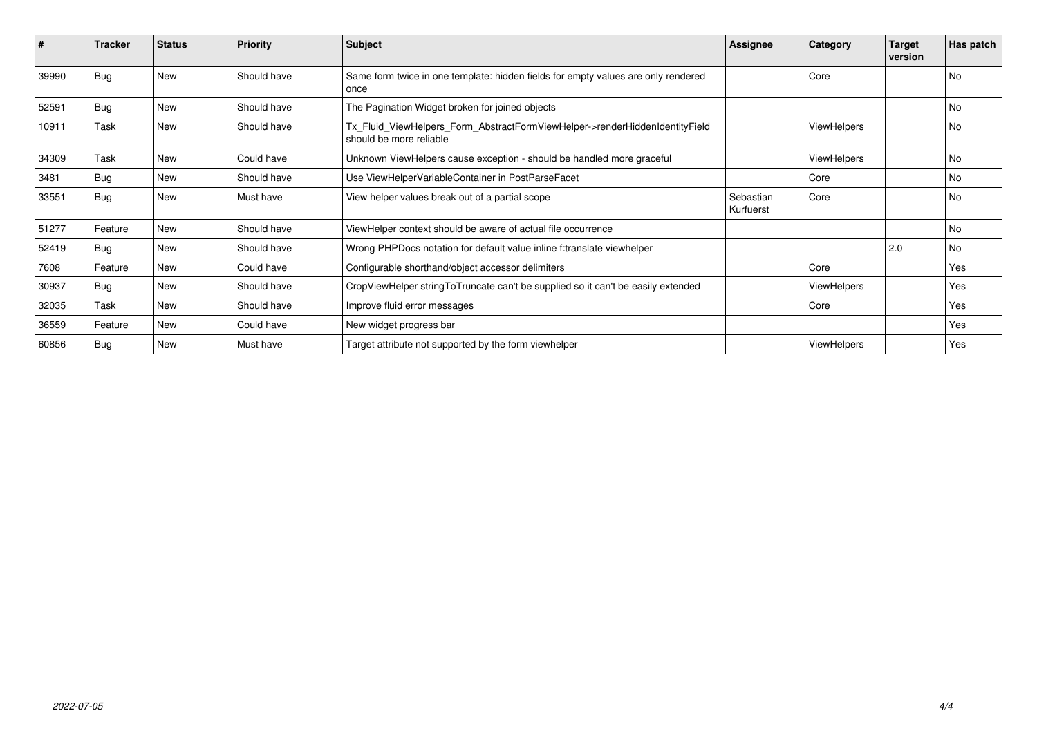| # | Tracker | Status | Priority | Subject | Assignee | Category | Target version | Has patch |
|---|---|---|---|---|---|---|---|---|
| 39990 | Bug | New | Should have | Same form twice in one template: hidden fields for empty values are only rendered once | | Core | | No |
| 52591 | Bug | New | Should have | The Pagination Widget broken for joined objects | | | | No |
| 10911 | Task | New | Should have | Tx_Fluid_ViewHelpers_Form_AbstractFormViewHelper->renderHiddenIdentityField should be more reliable | | ViewHelpers | | No |
| 34309 | Task | New | Could have | Unknown ViewHelpers cause exception - should be handled more graceful | | ViewHelpers | | No |
| 3481 | Bug | New | Should have | Use ViewHelperVariableContainer in PostParseFacet | | Core | | No |
| 33551 | Bug | New | Must have | View helper values break out of a partial scope | Sebastian Kurfuerst | Core | | No |
| 51277 | Feature | New | Should have | ViewHelper context should be aware of actual file occurrence | | | | No |
| 52419 | Bug | New | Should have | Wrong PHPDocs notation for default value inline f:translate viewhelper | | | 2.0 | No |
| 7608 | Feature | New | Could have | Configurable shorthand/object accessor delimiters | | Core | | Yes |
| 30937 | Bug | New | Should have | CropViewHelper stringToTruncate can't be supplied so it can't be easily extended | | ViewHelpers | | Yes |
| 32035 | Task | New | Should have | Improve fluid error messages | | Core | | Yes |
| 36559 | Feature | New | Could have | New widget progress bar | | | | Yes |
| 60856 | Bug | New | Must have | Target attribute not supported by the form viewhelper | | ViewHelpers | | Yes |

*2022-07-05*